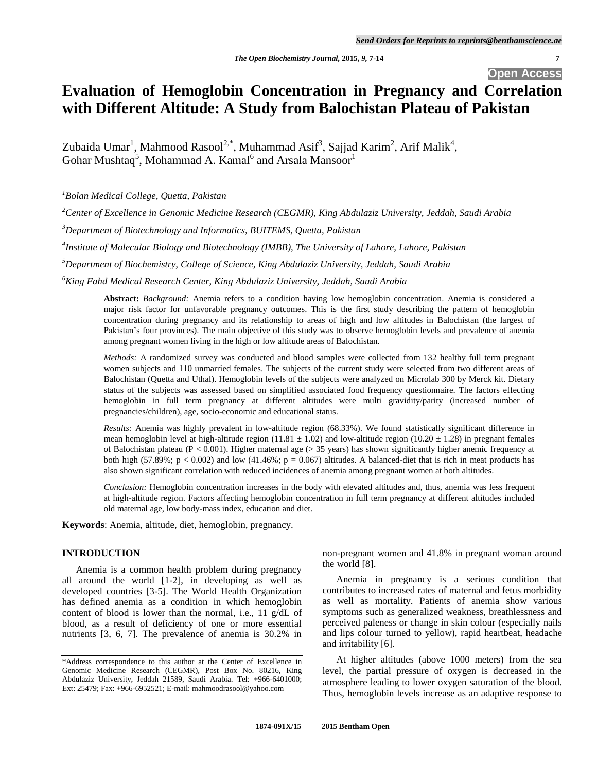Open Access

# Evaluation of Hemoglobin Concentration in Pregnancy and Correlation with Different Altitude: A Study from Balochistan Plateau of Pakistan

Zubaida Umar[1], Mahmood Rasool[2,*], Muhammad Asif[3], Sajjad Karim[2], Arif Malik[4], Gohar Mushtaq[5], Mohammad A. Kamal[6] and Arsala Mansoor[1]

[1]*Bolan Medical College, Quetta, Pakistan*

[2]*Center of Excellence in Genomic Medicine Research (CEGMR), King Abdulaziz University, Jeddah, Saudi Arabia*

[3]*Department of Biotechnology and Informatics, BUITEMS, Quetta, Pakistan*

[4]*Institute of Molecular Biology and Biotechnology (IMBB), The University of Lahore, Lahore, Pakistan*

[5]*Department of Biochemistry, College of Science, King Abdulaziz University, Jeddah, Saudi Arabia*

[6]*King Fahd Medical Research Center, King Abdulaziz University, Jeddah, Saudi Arabia*

**Abstract:** *Background:* Anemia refers to a condition having low hemoglobin concentration. Anemia is considered a major risk factor for unfavorable pregnancy outcomes. This is the first study describing the pattern of hemoglobin concentration during pregnancy and its relationship to areas of high and low altitudes in Balochistan (the largest of Pakistan's four provinces). The main objective of this study was to observe hemoglobin levels and prevalence of anemia among pregnant women living in the high or low altitude areas of Balochistan.

*Methods:* A randomized survey was conducted and blood samples were collected from 132 healthy full term pregnant women subjects and 110 unmarried females. The subjects of the current study were selected from two different areas of Balochistan (Quetta and Uthal). Hemoglobin levels of the subjects were analyzed on Microlab 300 by Merck kit. Dietary status of the subjects was assessed based on simplified associated food frequency questionnaire. The factors effecting hemoglobin in full term pregnancy at different altitudes were multi gravidity/parity (increased number of pregnancies/children), age, socio-economic and educational status.

*Results:* Anemia was highly prevalent in low-altitude region (68.33%). We found statistically significant difference in mean hemoglobin level at high-altitude region (11.81 ± 1.02) and low-altitude region (10.20 ± 1.28) in pregnant females of Balochistan plateau ($P < 0.001$). Higher maternal age (> 35 years) has shown significantly higher anemic frequency at both high (57.89%; $p < 0.002$) and low (41.46%; $p = 0.067$) altitudes. A balanced-diet that is rich in meat products has also shown significant correlation with reduced incidences of anemia among pregnant women at both altitudes.

*Conclusion:* Hemoglobin concentration increases in the body with elevated altitudes and, thus, anemia was less frequent at high-altitude region. Factors affecting hemoglobin concentration in full term pregnancy at different altitudes included old maternal age, low body-mass index, education and diet.

**Keywords**: Anemia, altitude, diet, hemoglobin, pregnancy.

## INTRODUCTION

Anemia is a common health problem during pregnancy all around the world [1-2], in developing as well as developed countries [3-5]. The World Health Organization has defined anemia as a condition in which hemoglobin content of blood is lower than the normal, i.e., 11 g/dL of blood, as a result of deficiency of one or more essential nutrients [3, 6, 7]. The prevalence of anemia is 30.2% in non-pregnant women and 41.8% in pregnant woman around the world [8].

Anemia in pregnancy is a serious condition that contributes to increased rates of maternal and fetus morbidity as well as mortality. Patients of anemia show various symptoms such as generalized weakness, breathlessness and perceived paleness or change in skin colour (especially nails and lips colour turned to yellow), rapid heartbeat, headache and irritability [6].

At higher altitudes (above 1000 meters) from the sea level, the partial pressure of oxygen is decreased in the atmosphere leading to lower oxygen saturation of the blood. Thus, hemoglobin levels increase as an adaptive response to

*Address correspondence to this author at the Center of Excellence in Genomic Medicine Research (CEGMR), Post Box No. 80216, King Abdulaziz University, Jeddah 21589, Saudi Arabia. Tel: +966-6401000; Ext: 25479; Fax: +966-6952521; E-mail: mahmoodrasool@yahoo.com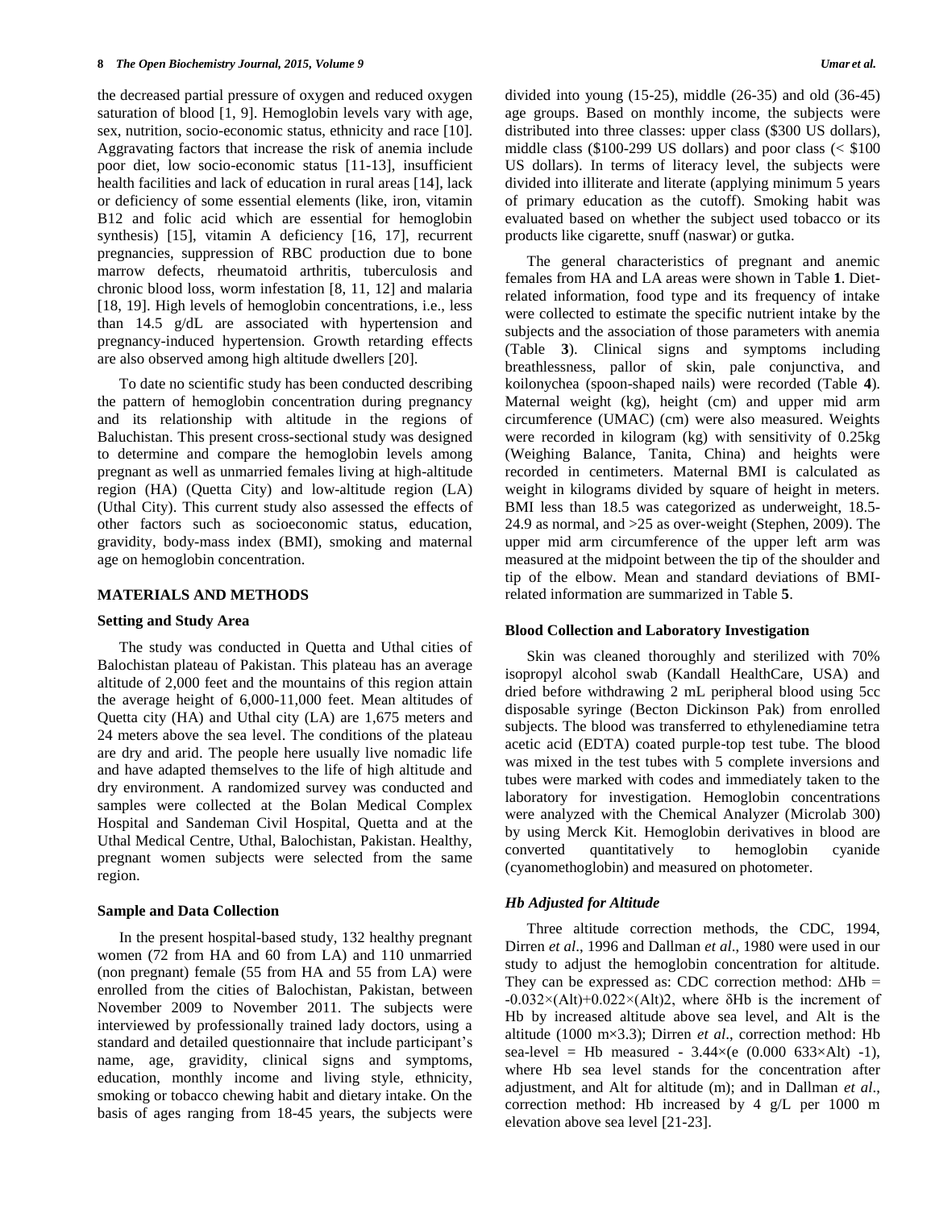the decreased partial pressure of oxygen and reduced oxygen saturation of blood [1, 9]. Hemoglobin levels vary with age, sex, nutrition, socio-economic status, ethnicity and race [10]. Aggravating factors that increase the risk of anemia include poor diet, low socio-economic status [11-13], insufficient health facilities and lack of education in rural areas [14], lack or deficiency of some essential elements (like, iron, vitamin B12 and folic acid which are essential for hemoglobin synthesis) [15], vitamin A deficiency [16, 17], recurrent pregnancies, suppression of RBC production due to bone marrow defects, rheumatoid arthritis, tuberculosis and chronic blood loss, worm infestation [8, 11, 12] and malaria [18, 19]. High levels of hemoglobin concentrations, i.e., less than 14.5 g/dL are associated with hypertension and pregnancy-induced hypertension. Growth retarding effects are also observed among high altitude dwellers [20].

To date no scientific study has been conducted describing the pattern of hemoglobin concentration during pregnancy and its relationship with altitude in the regions of Baluchistan. This present cross-sectional study was designed to determine and compare the hemoglobin levels among pregnant as well as unmarried females living at high-altitude region (HA) (Quetta City) and low-altitude region (LA) (Uthal City). This current study also assessed the effects of other factors such as socioeconomic status, education, gravidity, body-mass index (BMI), smoking and maternal age on hemoglobin concentration.

## MATERIALS AND METHODS

### Setting and Study Area

The study was conducted in Quetta and Uthal cities of Balochistan plateau of Pakistan. This plateau has an average altitude of 2,000 feet and the mountains of this region attain the average height of 6,000-11,000 feet. Mean altitudes of Quetta city (HA) and Uthal city (LA) are 1,675 meters and 24 meters above the sea level. The conditions of the plateau are dry and arid. The people here usually live nomadic life and have adapted themselves to the life of high altitude and dry environment. A randomized survey was conducted and samples were collected at the Bolan Medical Complex Hospital and Sandeman Civil Hospital, Quetta and at the Uthal Medical Centre, Uthal, Balochistan, Pakistan. Healthy, pregnant women subjects were selected from the same region.

### Sample and Data Collection

In the present hospital-based study, 132 healthy pregnant women (72 from HA and 60 from LA) and 110 unmarried (non pregnant) female (55 from HA and 55 from LA) were enrolled from the cities of Balochistan, Pakistan, between November 2009 to November 2011. The subjects were interviewed by professionally trained lady doctors, using a standard and detailed questionnaire that include participant's name, age, gravidity, clinical signs and symptoms, education, monthly income and living style, ethnicity, smoking or tobacco chewing habit and dietary intake. On the basis of ages ranging from 18-45 years, the subjects were divided into young (15-25), middle (26-35) and old (36-45) age groups. Based on monthly income, the subjects were distributed into three classes: upper class ($300 US dollars), middle class ($100-299 US dollars) and poor class (< $100 US dollars). In terms of literacy level, the subjects were divided into illiterate and literate (applying minimum 5 years of primary education as the cutoff). Smoking habit was evaluated based on whether the subject used tobacco or its products like cigarette, snuff (naswar) or gutka.

The general characteristics of pregnant and anemic females from HA and LA areas were shown in Table **1**. Diet-related information, food type and its frequency of intake were collected to estimate the specific nutrient intake by the subjects and the association of those parameters with anemia (Table **3**). Clinical signs and symptoms including breathlessness, pallor of skin, pale conjunctiva, and koilonychea (spoon-shaped nails) were recorded (Table **4**). Maternal weight (kg), height (cm) and upper mid arm circumference (UMAC) (cm) were also measured. Weights were recorded in kilogram (kg) with sensitivity of 0.25kg (Weighing Balance, Tanita, China) and heights were recorded in centimeters. Maternal BMI is calculated as weight in kilograms divided by square of height in meters. BMI less than 18.5 was categorized as underweight, 18.5-24.9 as normal, and >25 as over-weight (Stephen, 2009). The upper mid arm circumference of the upper left arm was measured at the midpoint between the tip of the shoulder and tip of the elbow. Mean and standard deviations of BMI-related information are summarized in Table **5**.

### Blood Collection and Laboratory Investigation

Skin was cleaned thoroughly and sterilized with 70% isopropyl alcohol swab (Kandall HealthCare, USA) and dried before withdrawing 2 mL peripheral blood using 5cc disposable syringe (Becton Dickinson Pak) from enrolled subjects. The blood was transferred to ethylenediamine tetra acetic acid (EDTA) coated purple-top test tube. The blood was mixed in the test tubes with 5 complete inversions and tubes were marked with codes and immediately taken to the laboratory for investigation. Hemoglobin concentrations were analyzed with the Chemical Analyzer (Microlab 300) by using Merck Kit. Hemoglobin derivatives in blood are converted quantitatively to hemoglobin cyanide (cyanomethoglobin) and measured on photometer.

### *Hb Adjusted for Altitude*

Three altitude correction methods, the CDC, 1994, Dirren *et al*., 1996 and Dallman *et al*., 1980 were used in our study to adjust the hemoglobin concentration for altitude. They can be expressed as: CDC correction method: $\Delta Hb = -0.032\times(Alt)+0.022\times(Alt)2$, where $\delta Hb$ is the increment of Hb by increased altitude above sea level, and Alt is the altitude (1000 m×3.3); Dirren *et al*., correction method: Hb sea-level = Hb measured - $3.44\times(e\ (0.000\ 633\times Alt)\ -1)$, where Hb sea level stands for the concentration after adjustment, and Alt for altitude (m); and in Dallman *et al*., correction method: Hb increased by 4 g/L per 1000 m elevation above sea level [21-23].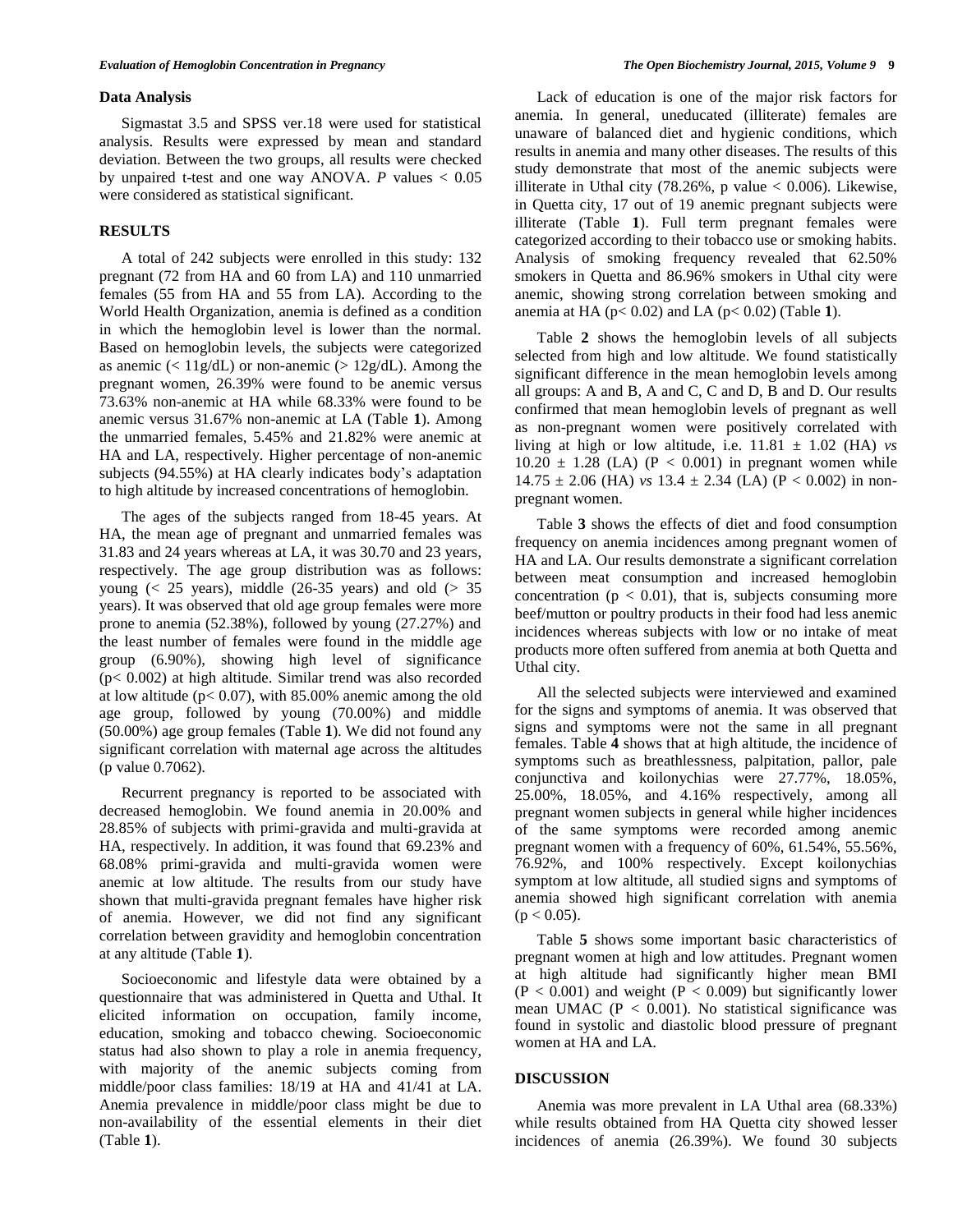## Data Analysis

Sigmastat 3.5 and SPSS ver.18 were used for statistical analysis. Results were expressed by mean and standard deviation. Between the two groups, all results were checked by unpaired t-test and one way ANOVA. *P* values $< 0.05$ were considered as statistical significant.

## RESULTS

A total of 242 subjects were enrolled in this study: 132 pregnant (72 from HA and 60 from LA) and 110 unmarried females (55 from HA and 55 from LA). According to the World Health Organization, anemia is defined as a condition in which the hemoglobin level is lower than the normal. Based on hemoglobin levels, the subjects were categorized as anemic (< 11g/dL) or non-anemic (> 12g/dL). Among the pregnant women, 26.39% were found to be anemic versus 73.63% non-anemic at HA while 68.33% were found to be anemic versus 31.67% non-anemic at LA (Table **1**). Among the unmarried females, 5.45% and 21.82% were anemic at HA and LA, respectively. Higher percentage of non-anemic subjects (94.55%) at HA clearly indicates body's adaptation to high altitude by increased concentrations of hemoglobin.

The ages of the subjects ranged from 18-45 years. At HA, the mean age of pregnant and unmarried females was 31.83 and 24 years whereas at LA, it was 30.70 and 23 years, respectively. The age group distribution was as follows: young (< 25 years), middle (26-35 years) and old (> 35 years). It was observed that old age group females were more prone to anemia (52.38%), followed by young (27.27%) and the least number of females were found in the middle age group (6.90%), showing high level of significance ($p < 0.002$) at high altitude. Similar trend was also recorded at low altitude ($p < 0.07$), with 85.00% anemic among the old age group, followed by young (70.00%) and middle (50.00%) age group females (Table **1**). We did not found any significant correlation with maternal age across the altitudes (p value 0.7062).

Recurrent pregnancy is reported to be associated with decreased hemoglobin. We found anemia in 20.00% and 28.85% of subjects with primi-gravida and multi-gravida at HA, respectively. In addition, it was found that 69.23% and 68.08% primi-gravida and multi-gravida women were anemic at low altitude. The results from our study have shown that multi-gravida pregnant females have higher risk of anemia. However, we did not find any significant correlation between gravidity and hemoglobin concentration at any altitude (Table **1**).

Socioeconomic and lifestyle data were obtained by a questionnaire that was administered in Quetta and Uthal. It elicited information on occupation, family income, education, smoking and tobacco chewing. Socioeconomic status had also shown to play a role in anemia frequency, with majority of the anemic subjects coming from middle/poor class families: 18/19 at HA and 41/41 at LA. Anemia prevalence in middle/poor class might be due to non-availability of the essential elements in their diet (Table **1**).

Lack of education is one of the major risk factors for anemia. In general, uneducated (illiterate) females are unaware of balanced diet and hygienic conditions, which results in anemia and many other diseases. The results of this study demonstrate that most of the anemic subjects were illiterate in Uthal city (78.26%, p value < 0.006). Likewise, in Quetta city, 17 out of 19 anemic pregnant subjects were illiterate (Table **1**). Full term pregnant females were categorized according to their tobacco use or smoking habits. Analysis of smoking frequency revealed that 62.50% smokers in Quetta and 86.96% smokers in Uthal city were anemic, showing strong correlation between smoking and anemia at HA ($p < 0.02$) and LA ($p < 0.02$) (Table **1**).

Table **2** shows the hemoglobin levels of all subjects selected from high and low altitude. We found statistically significant difference in the mean hemoglobin levels among all groups: A and B, A and C, C and D, B and D. Our results confirmed that mean hemoglobin levels of pregnant as well as non-pregnant women were positively correlated with living at high or low altitude, i.e. $11.81 \pm 1.02$ (HA) *vs* $10.20 \pm 1.28$ (LA) ($P < 0.001$) in pregnant women while $14.75 \pm 2.06$ (HA) *vs* $13.4 \pm 2.34$ (LA) ($P < 0.002$) in non-pregnant women.

Table **3** shows the effects of diet and food consumption frequency on anemia incidences among pregnant women of HA and LA. Our results demonstrate a significant correlation between meat consumption and increased hemoglobin concentration ($p < 0.01$), that is, subjects consuming more beef/mutton or poultry products in their food had less anemic incidences whereas subjects with low or no intake of meat products more often suffered from anemia at both Quetta and Uthal city.

All the selected subjects were interviewed and examined for the signs and symptoms of anemia. It was observed that signs and symptoms were not the same in all pregnant females. Table **4** shows that at high altitude, the incidence of symptoms such as breathlessness, palpitation, pallor, pale conjunctiva and koilonychias were 27.77%, 18.05%, 25.00%, 18.05%, and 4.16% respectively, among all pregnant women subjects in general while higher incidences of the same symptoms were recorded among anemic pregnant women with a frequency of 60%, 61.54%, 55.56%, 76.92%, and 100% respectively. Except koilonychias symptom at low altitude, all studied signs and symptoms of anemia showed high significant correlation with anemia ($p < 0.05$).

Table **5** shows some important basic characteristics of pregnant women at high and low attitudes. Pregnant women at high altitude had significantly higher mean BMI ($P < 0.001$) and weight ($P < 0.009$) but significantly lower mean UMAC ($P < 0.001$). No statistical significance was found in systolic and diastolic blood pressure of pregnant women at HA and LA.

## DISCUSSION

Anemia was more prevalent in LA Uthal area (68.33%) while results obtained from HA Quetta city showed lesser incidences of anemia (26.39%). We found 30 subjects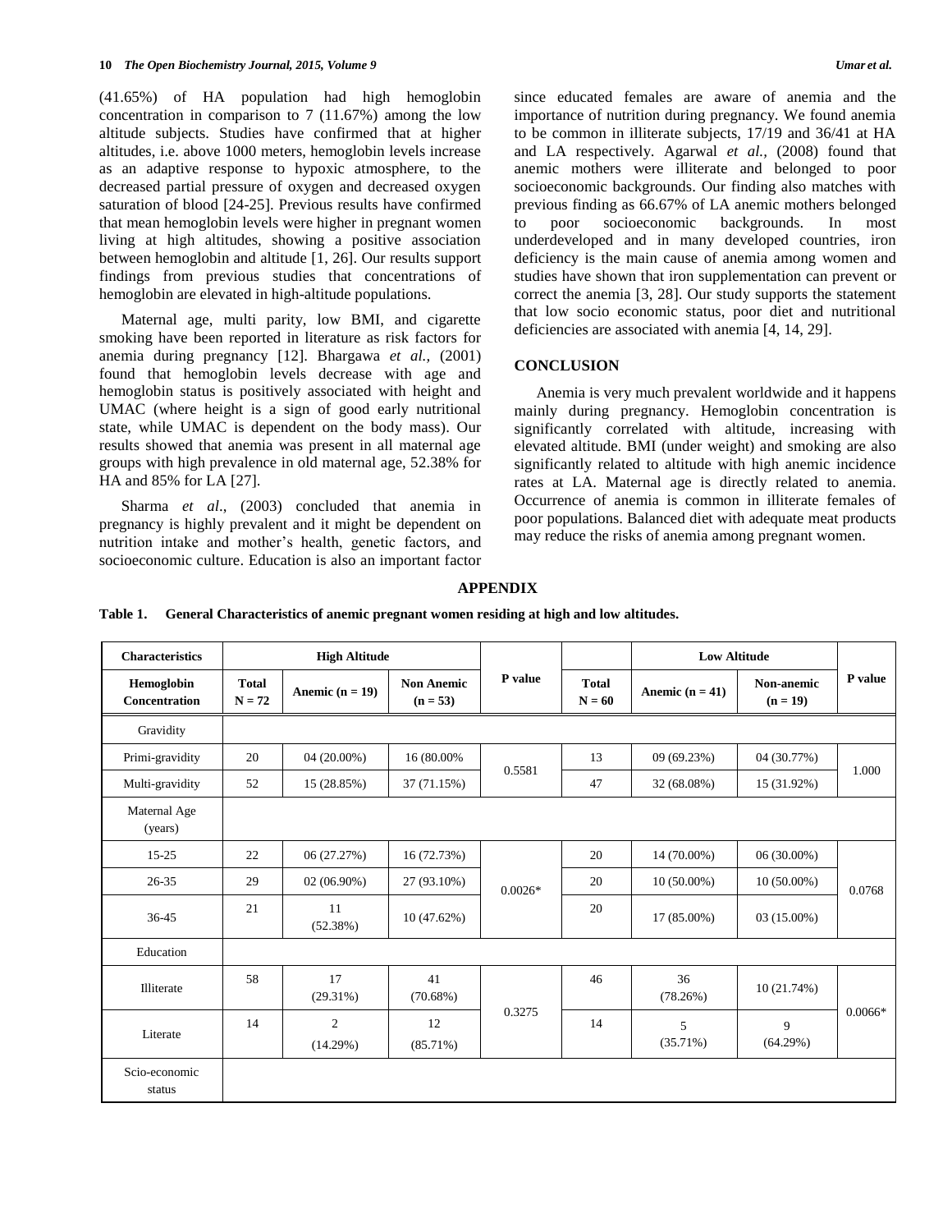(41.65%) of HA population had high hemoglobin concentration in comparison to 7 (11.67%) among the low altitude subjects. Studies have confirmed that at higher altitudes, i.e. above 1000 meters, hemoglobin levels increase as an adaptive response to hypoxic atmosphere, to the decreased partial pressure of oxygen and decreased oxygen saturation of blood [24-25]. Previous results have confirmed that mean hemoglobin levels were higher in pregnant women living at high altitudes, showing a positive association between hemoglobin and altitude [1, 26]. Our results support findings from previous studies that concentrations of hemoglobin are elevated in high-altitude populations.

Maternal age, multi parity, low BMI, and cigarette smoking have been reported in literature as risk factors for anemia during pregnancy [12]. Bhargawa *et al.,* (2001) found that hemoglobin levels decrease with age and hemoglobin status is positively associated with height and UMAC (where height is a sign of good early nutritional state, while UMAC is dependent on the body mass). Our results showed that anemia was present in all maternal age groups with high prevalence in old maternal age, 52.38% for HA and 85% for LA [27].

Sharma *et al*., (2003) concluded that anemia in pregnancy is highly prevalent and it might be dependent on nutrition intake and mother's health, genetic factors, and socioeconomic culture. Education is also an important factor since educated females are aware of anemia and the importance of nutrition during pregnancy. We found anemia to be common in illiterate subjects, 17/19 and 36/41 at HA and LA respectively. Agarwal *et al.,* (2008) found that anemic mothers were illiterate and belonged to poor socioeconomic backgrounds. Our finding also matches with previous finding as 66.67% of LA anemic mothers belonged to poor socioeconomic backgrounds. In most underdeveloped and in many developed countries, iron deficiency is the main cause of anemia among women and studies have shown that iron supplementation can prevent or correct the anemia [3, 28]. Our study supports the statement that low socio economic status, poor diet and nutritional deficiencies are associated with anemia [4, 14, 29].

## CONCLUSION

Anemia is very much prevalent worldwide and it happens mainly during pregnancy. Hemoglobin concentration is significantly correlated with altitude, increasing with elevated altitude. BMI (under weight) and smoking are also significantly related to altitude with high anemic incidence rates at LA. Maternal age is directly related to anemia. Occurrence of anemia is common in illiterate females of poor populations. Balanced diet with adequate meat products may reduce the risks of anemia among pregnant women.

## APPENDIX

**Table 1. General Characteristics of anemic pregnant women residing at high and low altitudes.**

| Characteristics | High Altitude | | | | Low Altitude | | | |
|---|---|---|---|---|---|---|---|---|
| Hemoglobin Concentration | Total N = 72 | Anemic (n = 19) | Non Anemic (n = 53) | P value | Total N = 60 | Anemic (n = 41) | Non-anemic (n = 19) | P value |
| Gravidity | | | | | | | | |
| Primi-gravidity | 20 | 04 (20.00%) | 16 (80.00% | 0.5581 | 13 | 09 (69.23%) | 04 (30.77%) | 1.000 |
| Multi-gravidity | 52 | 15 (28.85%) | 37 (71.15%) | | 47 | 32 (68.08%) | 15 (31.92%) | |
| Maternal Age (years) | | | | | | | | |
| 15-25 | 22 | 06 (27.27%) | 16 (72.73%) | 0.0026* | 20 | 14 (70.00%) | 06 (30.00%) | 0.0768 |
| 26-35 | 29 | 02 (06.90%) | 27 (93.10%) | | 20 | 10 (50.00%) | 10 (50.00%) | |
| 36-45 | 21 | 11 (52.38%) | 10 (47.62%) | | 20 | 17 (85.00%) | 03 (15.00%) | |
| Education | | | | | | | | |
| Illiterate | 58 | 17 (29.31%) | 41 (70.68%) | 0.3275 | 46 | 36 (78.26%) | 10 (21.74%) | 0.0066* |
| Literate | 14 | 2 (14.29%) | 12 (85.71%) | | 14 | 5 (35.71%) | 9 (64.29%) | |
| Scio-economic status | | | | | | | | |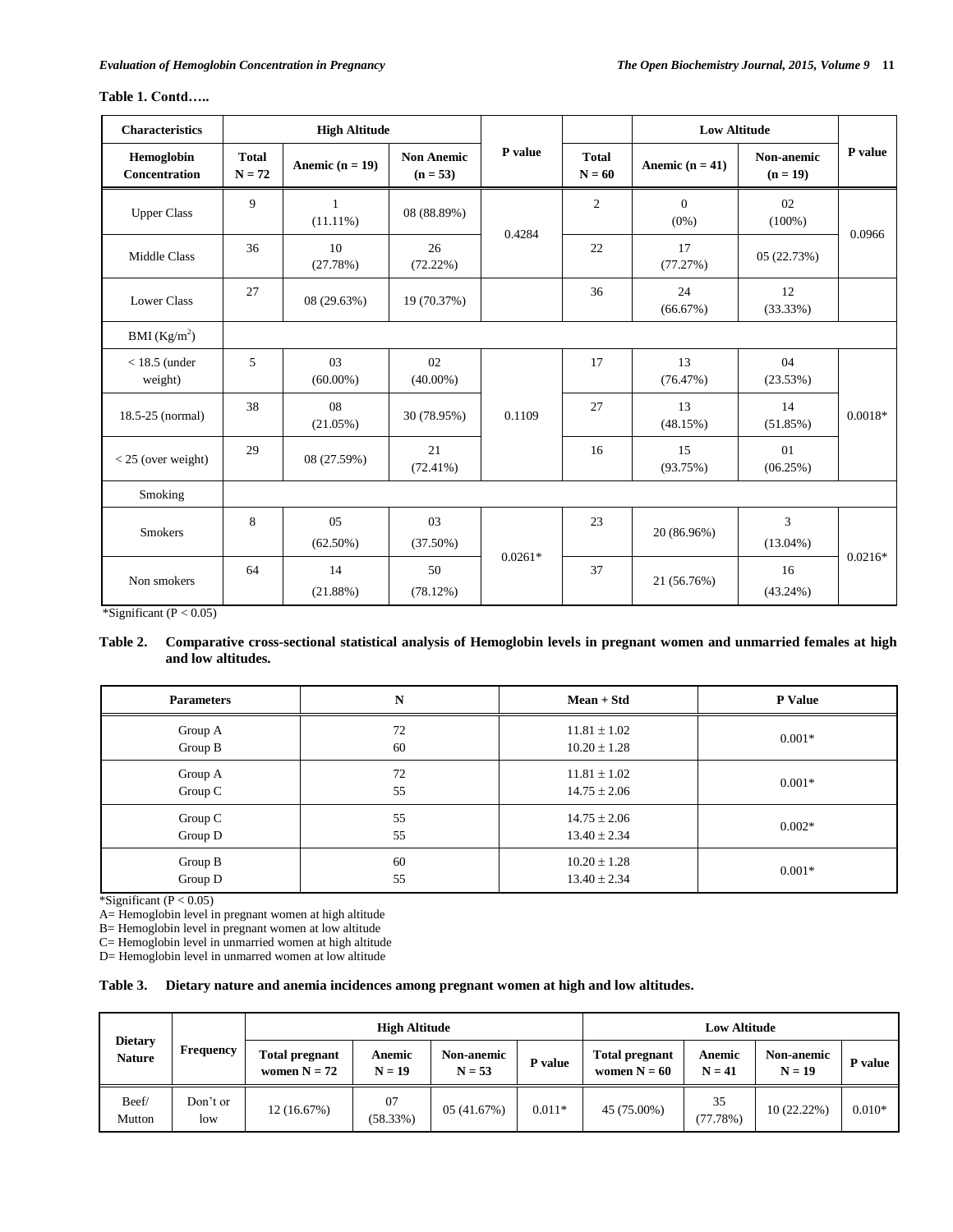**Table 1. Contd…..**

| Characteristics | High Altitude | | | P value | | Low Altitude | | P value |
|---|---|---|---|---|---|---|---|---|
| Hemoglobin Concentration | Total N = 72 | Anemic (n = 19) | Non Anemic (n = 53) | | Total N = 60 | Anemic (n = 41) | Non-anemic (n = 19) | |
| Upper Class | 9 | 1 (11.11%) | 08 (88.89%) | 0.4284 | 2 | 0 (0%) | 02 (100%) | 0.0966 |
| Middle Class | 36 | 10 (27.78%) | 26 (72.22%) | | 22 | 17 (77.27%) | 05 (22.73%) | |
| Lower Class | 27 | 08 (29.63%) | 19 (70.37%) | | 36 | 24 (66.67%) | 12 (33.33%) | |
| BMI ($Kg/m^2$) | | | | | | | | |
| < 18.5 (under weight) | 5 | 03 (60.00%) | 02 (40.00%) | 0.1109 | 17 | 13 (76.47%) | 04 (23.53%) | 0.0018* |
| 18.5-25 (normal) | 38 | 08 (21.05%) | 30 (78.95%) | | 27 | 13 (48.15%) | 14 (51.85%) | |
| < 25 (over weight) | 29 | 08 (27.59%) | 21 (72.41%) | | 16 | 15 (93.75%) | 01 (06.25%) | |
| Smoking | | | | | | | | |
| Smokers | 8 | 05 (62.50%) | 03 (37.50%) | 0.0261* | 23 | 20 (86.96%) | 3 (13.04%) | 0.0216* |
| Non smokers | 64 | 14 (21.88%) | 50 (78.12%) | | 37 | 21 (56.76%) | 16 (43.24%) | |

*Significant (P < 0.05)

**Table 2. Comparative cross-sectional statistical analysis of Hemoglobin levels in pregnant women and unmarried females at high and low altitudes.**

| Parameters | N | Mean + Std | P Value |
|---|---|---|---|
| Group A<br>Group B | 72<br>60 | 11.81 ± 1.02<br>10.20 ± 1.28 | 0.001* |
| Group A<br>Group C | 72<br>55 | 11.81 ± 1.02<br>14.75 ± 2.06 | 0.001* |
| Group C<br>Group D | 55<br>55 | 14.75 ± 2.06<br>13.40 ± 2.34 | 0.002* |
| Group B<br>Group D | 60<br>55 | 10.20 ± 1.28<br>13.40 ± 2.34 | 0.001* |

*Significant (P < 0.05)
A= Hemoglobin level in pregnant women at high altitude
B= Hemoglobin level in pregnant women at low altitude
C= Hemoglobin level in unmarried women at high altitude
D= Hemoglobin level in unmarred women at low altitude

**Table 3. Dietary nature and anemia incidences among pregnant women at high and low altitudes.**

| Dietary Nature | Frequency | High Altitude | | | | Low Altitude | | | |
|---|---|---|---|---|---|---|---|---|---|
| | | Total pregnant women N = 72 | Anemic N = 19 | Non-anemic N = 53 | P value | Total pregnant women N = 60 | Anemic N = 41 | Non-anemic N = 19 | P value |
| Beef/ Mutton | Don't or low | 12 (16.67%) | 07 (58.33%) | 05 (41.67%) | 0.011* | 45 (75.00%) | 35 (77.78%) | 10 (22.22%) | 0.010* |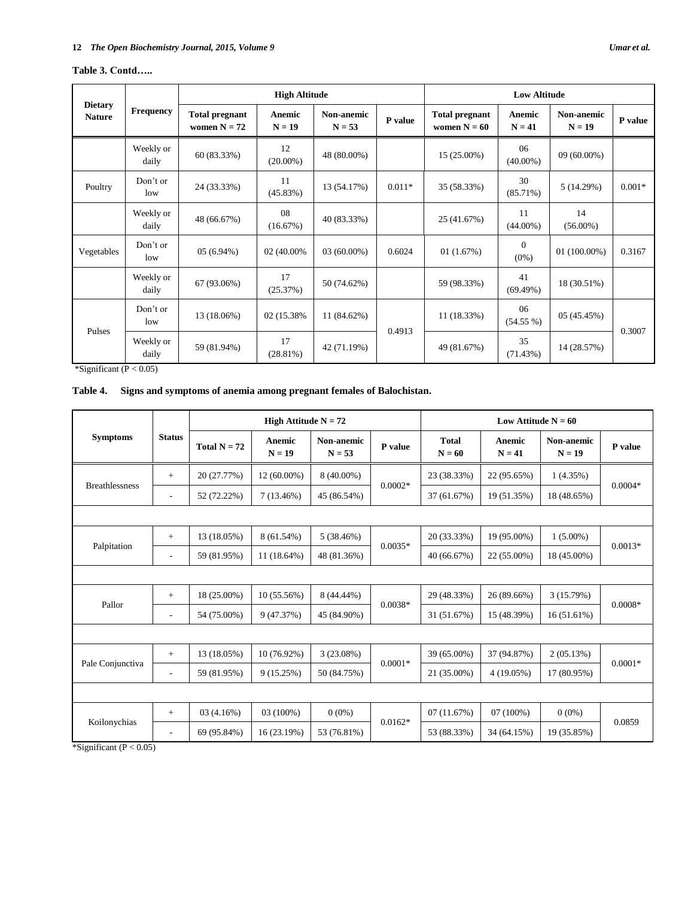**Table 3. Contd…..**

| Dietary Nature | Frequency | High Altitude | | | | Low Altitude | | | |
|---|---|---|---|---|---|---|---|---|---|
| | | Total pregnant women N = 72 | Anemic N = 19 | Non-anemic N = 53 | P value | Total pregnant women N = 60 | Anemic N = 41 | Non-anemic N = 19 | P value |
| | Weekly or daily | 60 (83.33%) | 12 (20.00%) | 48 (80.00%) | | 15 (25.00%) | 06 (40.00%) | 09 (60.00%) | |
| Poultry | Don't or low | 24 (33.33%) | 11 (45.83%) | 13 (54.17%) | 0.011* | 35 (58.33%) | 30 (85.71%) | 5 (14.29%) | 0.001* |
| | Weekly or daily | 48 (66.67%) | 08 (16.67%) | 40 (83.33%) | | 25 (41.67%) | 11 (44.00%) | 14 (56.00%) | |
| Vegetables | Don't or low | 05 (6.94%) | 02 (40.00% | 03 (60.00%) | 0.6024 | 01 (1.67%) | 0 (0%) | 01 (100.00%) | 0.3167 |
| | Weekly or daily | 67 (93.06%) | 17 (25.37%) | 50 (74.62%) | | 59 (98.33%) | 41 (69.49%) | 18 (30.51%) | |
| Pulses | Don't or low | 13 (18.06%) | 02 (15.38% | 11 (84.62%) | 0.4913 | 11 (18.33%) | 06 (54.55 %) | 05 (45.45%) | 0.3007 |
| | Weekly or daily | 59 (81.94%) | 17 (28.81%) | 42 (71.19%) | | 49 (81.67%) | 35 (71.43%) | 14 (28.57%) | |

*Significant (P < 0.05)

**Table 4. Signs and symptoms of anemia among pregnant females of Balochistan.**

| Symptoms | Status | High Attitude N = 72 | | | | Low Attitude N = 60 | | | |
|---|---|---|---|---|---|---|---|---|---|
| | | Total N = 72 | Anemic N = 19 | Non-anemic N = 53 | P value | Total N = 60 | Anemic N = 41 | Non-anemic N = 19 | P value |
| Breathlessness | + | 20 (27.77%) | 12 (60.00%) | 8 (40.00%) | 0.0002* | 23 (38.33%) | 22 (95.65%) | 1 (4.35%) | 0.0004* |
| | - | 52 (72.22%) | 7 (13.46%) | 45 (86.54%) | | 37 (61.67%) | 19 (51.35%) | 18 (48.65%) | |
| Palpitation | + | 13 (18.05%) | 8 (61.54%) | 5 (38.46%) | 0.0035* | 20 (33.33%) | 19 (95.00%) | 1 (5.00%) | 0.0013* |
| | - | 59 (81.95%) | 11 (18.64%) | 48 (81.36%) | | 40 (66.67%) | 22 (55.00%) | 18 (45.00%) | |
| Pallor | + | 18 (25.00%) | 10 (55.56%) | 8 (44.44%) | 0.0038* | 29 (48.33%) | 26 (89.66%) | 3 (15.79%) | 0.0008* |
| | - | 54 (75.00%) | 9 (47.37%) | 45 (84.90%) | | 31 (51.67%) | 15 (48.39%) | 16 (51.61%) | |
| Pale Conjunctiva | + | 13 (18.05%) | 10 (76.92%) | 3 (23.08%) | 0.0001* | 39 (65.00%) | 37 (94.87%) | 2 (05.13%) | 0.0001* |
| | - | 59 (81.95%) | 9 (15.25%) | 50 (84.75%) | | 21 (35.00%) | 4 (19.05%) | 17 (80.95%) | |
| Koilonychias | + | 03 (4.16%) | 03 (100%) | 0 (0%) | 0.0162* | 07 (11.67%) | 07 (100%) | 0 (0%) | 0.0859 |
| | - | 69 (95.84%) | 16 (23.19%) | 53 (76.81%) | | 53 (88.33%) | 34 (64.15%) | 19 (35.85%) | |

*Significant (P < 0.05)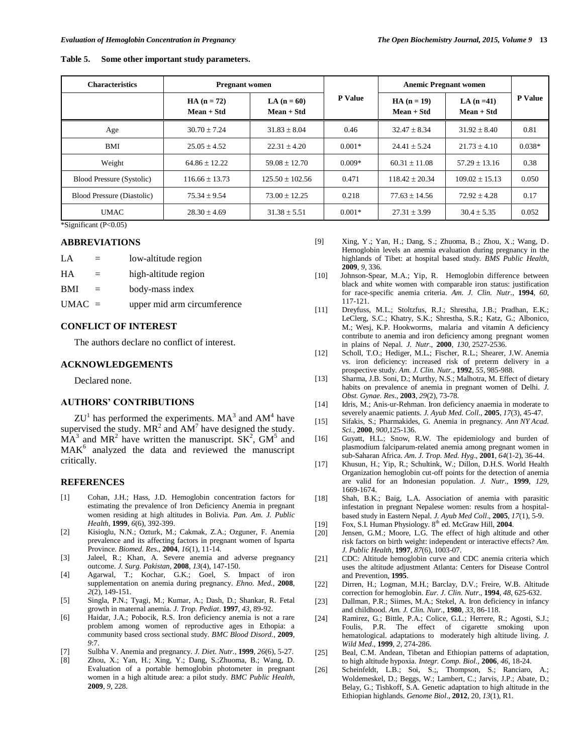**Table 5. Some other important study parameters.**

| Characteristics | Pregnant women | | P Value | Anemic Pregnant women | | P Value |
|---|---|---|---|---|---|---|
| | HA (n = 72) Mean + Std | LA (n = 60) Mean + Std | | HA (n = 19) Mean + Std | LA (n =41) Mean + Std | |
| Age | 30.70 ± 7.24 | 31.83 ± 8.04 | 0.46 | 32.47 ± 8.34 | 31.92 ± 8.40 | 0.81 |
| BMI | 25.05 ± 4.52 | 22.31 ± 4.20 | 0.001* | 24.41 ± 5.24 | 21.73 ± 4.10 | 0.038* |
| Weight | 64.86 ± 12.22 | 59.08 ± 12.70 | 0.009* | 60.31 ± 11.08 | 57.29 ± 13.16 | 0.38 |
| Blood Pressure (Systolic) | 116.66 ± 13.73 | 125.50 ± 102.56 | 0.471 | 118.42 ± 20.34 | 109.02 ± 15.13 | 0.050 |
| Blood Pressure (Diastolic) | 75.34 ± 9.54 | 73.00 ± 12.25 | 0.218 | 77.63 ± 14.56 | 72.92 ± 4.28 | 0.17 |
| UMAC | 28.30 ± 4.69 | 31.38 ± 5.51 | 0.001* | 27.31 ± 3.99 | 30.4 ± 5.35 | 0.052 |

*Significant (P<0.05)

## ABBREVIATIONS

LA = low-altitude region

HA = high-altitude region

BMI = body-mass index

UMAC = upper mid arm circumference

## CONFLICT OF INTEREST

The authors declare no conflict of interest.

## ACKNOWLEDGEMENTS

Declared none.

## AUTHORS' CONTRIBUTIONS

ZU[1] has performed the experiments. MA[3] and AM[4] have supervised the study. MR[2] and AM[7] have designed the study. MA[3] and MR[2] have written the manuscript. SK[2], GM[5] and MAK[6] analyzed the data and reviewed the manuscript critically.

## REFERENCES

[1] Cohan, J.H.; Hass, J.D. Hemoglobin concentration factors for estimating the prevalence of Iron Deficiency Anemia in pregnant women residing at high altitudes in Bolivia. *Pan. Am. J. Public Health*, **1999**, *6*(6), 392-399.

[2] Kisioglu, N.N.; Ozturk, M.; Cakmak, Z.A.; Ozguner, F. Anemia prevalence and its affecting factors in pregnant women of Isparta Province. *Biomed. Res*., **2004**, *16*(1), 11-14.

[3] Jaleel, R.; Khan, A. Severe anemia and adverse pregnancy outcome. *J. Surg. Pakistan*, **2008**, *13*(4), 147-150.

[4] Agarwal, T.; Kochar, G.K.; Goel, S. Impact of iron supplementation on anemia during pregnancy. *Ehno. Med.*, **2008**, *2*(2), 149-151.

[5] Singla, P.N.; Tyagi, M.; Kumar, A.; Dash, D.; Shankar, R. Fetal growth in maternal anemia. *J. Trop. Pediat*. **1997**, *43*, 89-92.

[6] Haidar, J.A.; Pobocik, R.S. Iron deficiency anemia is not a rare problem among women of reproductive ages in Ethopia: a community based cross sectional study. *BMC Blood Disord.*, **2009**, *9*:7.

[7] Sulbha V. Anemia and pregnancy. *J. Diet. Nutr.*, **1999**, *26*(6), 5-27.

[8] Zhou, X.; Yan, H.; Xing, Y.; Dang, S.;Zhuoma, B.; Wang, D. Evaluation of a portable hemoglobin photometer in pregnant women in a high altitude area: a pilot study. *BMC Public Health*, **2009**, *9*, 228.

[9] Xing, Y.; Yan, H.; Dang, S.; Zhuoma, B.; Zhou, X.; Wang, D. Hemoglobin levels an anemia evaluation during pregnancy in the highlands of Tibet: at hospital based study. *BMS Public Health*, **2009**, *9*, 336.

[10] Johnson-Spear, M.A.; Yip, R. Hemoglobin difference between black and white women with comparable iron status: justification for race-specific anemia criteria. *Am. J. Clin. Nutr*., **1994**, *60*, 117-121.

[11] Dreyfuss, M.L.; Stoltzfus, R.J.; Shrestha, J.B.; Pradhan, E.K.; LeClerg, S.C.; Khatry, S.K.; Shrestha, S.R.; Katz, G.; Albonico, M.; Wesj, K.P. Hookworms, malaria and vitamin A deficiency contribute to anemia and iron deficiency among pregnant women in plains of Nepal. *J. Nutr*., **2000**, *130*, 2527-2536.

[12] Scholl, T.O.; Hediger, M.L.; Fischer, R.L.; Shearer, J.W. Anemia vs. iron deficiency: increased risk of preterm delivery in a prospective study. *Am. J. Clin. Nutr*., **1992**, *55*, 985-988.

[13] Sharma, J.B. Soni, D.; Murthy, N.S.; Malhotra, M. Effect of dietary habits on prevalence of anemia in pregnant women of Delhi. *J. Obst. Gynae. Res*., **2003**, *29*(2), 73-78.

[14] Idris, M.; Anis-ur-Rehman. Iron deficiency anaemia in moderate to severely anaemic patients. *J. Ayub Med. Coll*., **2005**, *17*(3), 45-47.

[15] Sifakis, S.; Pharmakides, G. Anemia in pregnancy. *Ann NY Acad. Sci.*, **2000**, *900*,125-136.

[16] Guyatt, H.L.; Snow, R.W. The epidemiology and burden of plasmodium falciparum-related anemia among pregnant women in sub-Saharan Africa. *Am. J. Trop. Med. Hyg*., **2001**, *64*(1-2), 36-44.

[17] Khusun, H.; Yip, R.; Schultink, W.; Dillon, D.H.S. World Health Organization hemoglobin cut-off points for the detection of anemia are valid for an Indonesian population. *J. Nutr*., **1999**, *129*, 1669-1674.

[18] Shah, B.K.; Baig, L.A. Association of anemia with parasitic infestation in pregnant Nepalese women: results from a hospital-based study in Eastern Nepal. *J. Ayub Med Coll*., **2005**, *17*(1), 5-9.

[19] Fox, S.I. Human Physiology. 8th ed. McGraw Hill, **2004**.

[20] Jensen, G.M.; Moore, L.G. The effect of high altitude and other risk factors on birth weight: independent or interactive effects? *Am. J. Public Health*, **1997**, *87*(6), 1003-07.

[21] CDC: Altitude hemoglobin curve and CDC anemia criteria which uses the altitude adjustment Atlanta: Centers for Disease Control and Prevention, **1995**.

[22] Dirren, H.; Logman, M.H.; Barclay, D.V.; Freire, W.B. Altitude correction for hemoglobin. *Eur. J. Clin. Nutr*., **1994**, *48*, 625-632.

[23] Dallman, P.R.; Siimes, M.A.; Stekel, A. Iron deficiency in infancy and childhood. *Am. J. Clin. Nutr*., **1980**, *33*, 86-118.

[24] Ramirez, G.; Bittle, P.A.; Colice, G.L.; Herrere, R.; Agosti, S.J.; Foulis, P.R. The effect of cigarette smoking upon hematological. adaptations to moderately high altitude living. *J. Wild Med*., **1999**, *2*, 274-286.

[25] Beal, C.M. Andean, Tibetan and Ethiopian patterns of adaptation, to high altitude hypoxia. *Integr. Comp. Biol.*, **2006**, *46*, 18-24.

[26] Scheinfeldt, L.B.; Soi, S.;, Thompson, S.; Ranciaro, A.; Woldemeskel, D.; Beggs, W.; Lambert, C.; Jarvis, J.P.; Abate, D.; Belay, G.; Tishkoff, S.A. Genetic adaptation to high altitude in the Ethiopian highlands. *Genome Biol*., **2012**, 20, *13*(1), R1.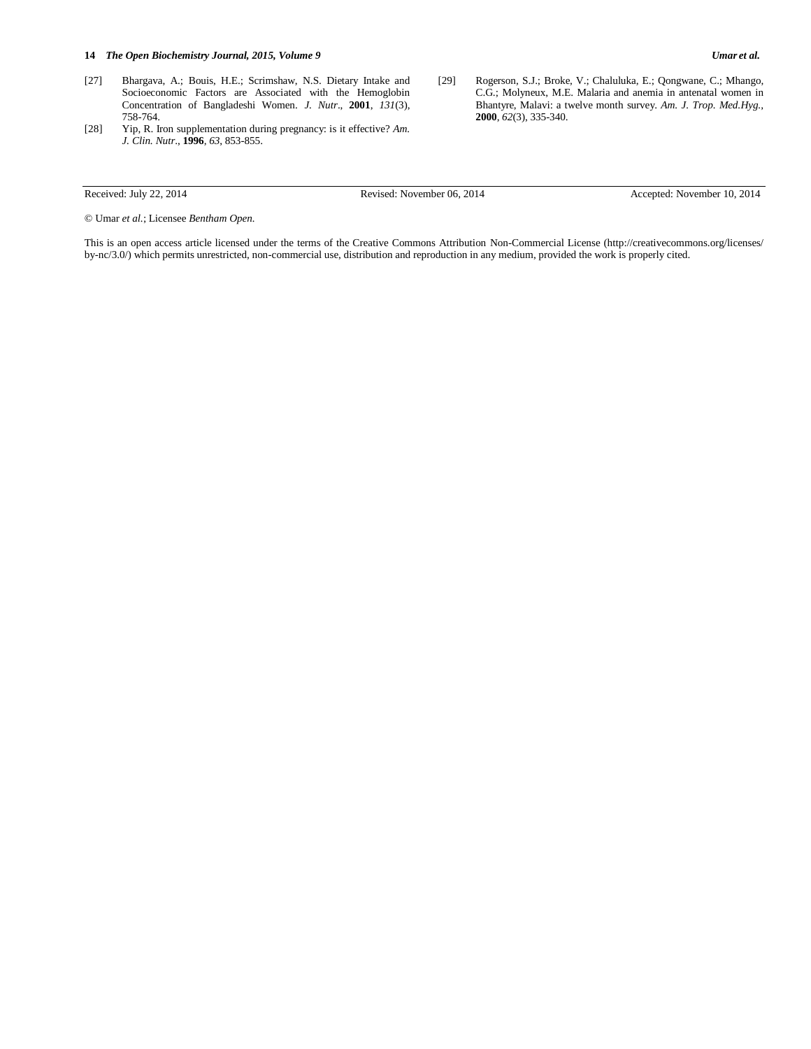[27] Bhargava, A.; Bouis, H.E.; Scrimshaw, N.S. Dietary Intake and Socioeconomic Factors are Associated with the Hemoglobin Concentration of Bangladeshi Women. *J. Nutr*., **2001**, *131*(3), 758-764.

[28] Yip, R. Iron supplementation during pregnancy: is it effective? *Am. J. Clin. Nutr*., **1996**, *63*, 853-855.

[29] Rogerson, S.J.; Broke, V.; Chaluluka, E.; Qongwane, C.; Mhango, C.G.; Molyneux, M.E. Malaria and anemia in antenatal women in Bhantyre, Malavi: a twelve month survey. *Am. J. Trop. Med.Hyg.*, **2000**, *62*(3), 335-340.

Received: July 22, 2014 Revised: November 06, 2014 Accepted: November 10, 2014

© Umar *et al.*; Licensee *Bentham Open*.

This is an open access article licensed under the terms of the Creative Commons Attribution Non-Commercial License (http://creativecommons.org/licenses/by-nc/3.0/) which permits unrestricted, non-commercial use, distribution and reproduction in any medium, provided the work is properly cited.